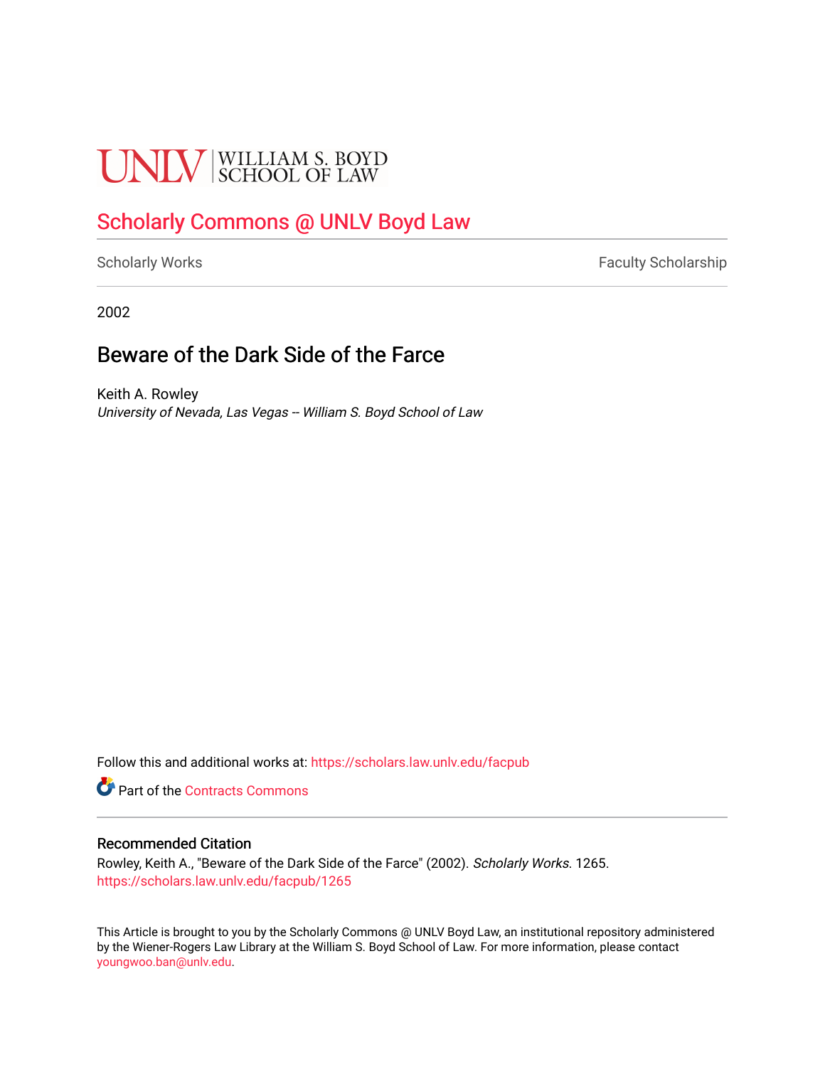UNLV | WILLIAM S. BOYD SCHOOL OF LAW

## Scholarly Commons @ UNLV Boyd Law

Scholarly Works | Faculty Scholarship

2002

# Beware of the Dark Side of the Farce

Keith A. Rowley
*University of Nevada, Las Vegas -- William S. Boyd School of Law*

Follow this and additional works at: https://scholars.law.unlv.edu/facpub

Part of the Contracts Commons

### Recommended Citation

Rowley, Keith A., "Beware of the Dark Side of the Farce" (2002). *Scholarly Works*. 1265.
https://scholars.law.unlv.edu/facpub/1265

This Article is brought to you by the Scholarly Commons @ UNLV Boyd Law, an institutional repository administered by the Wiener-Rogers Law Library at the William S. Boyd School of Law. For more information, please contact youngwoo.ban@unlv.edu.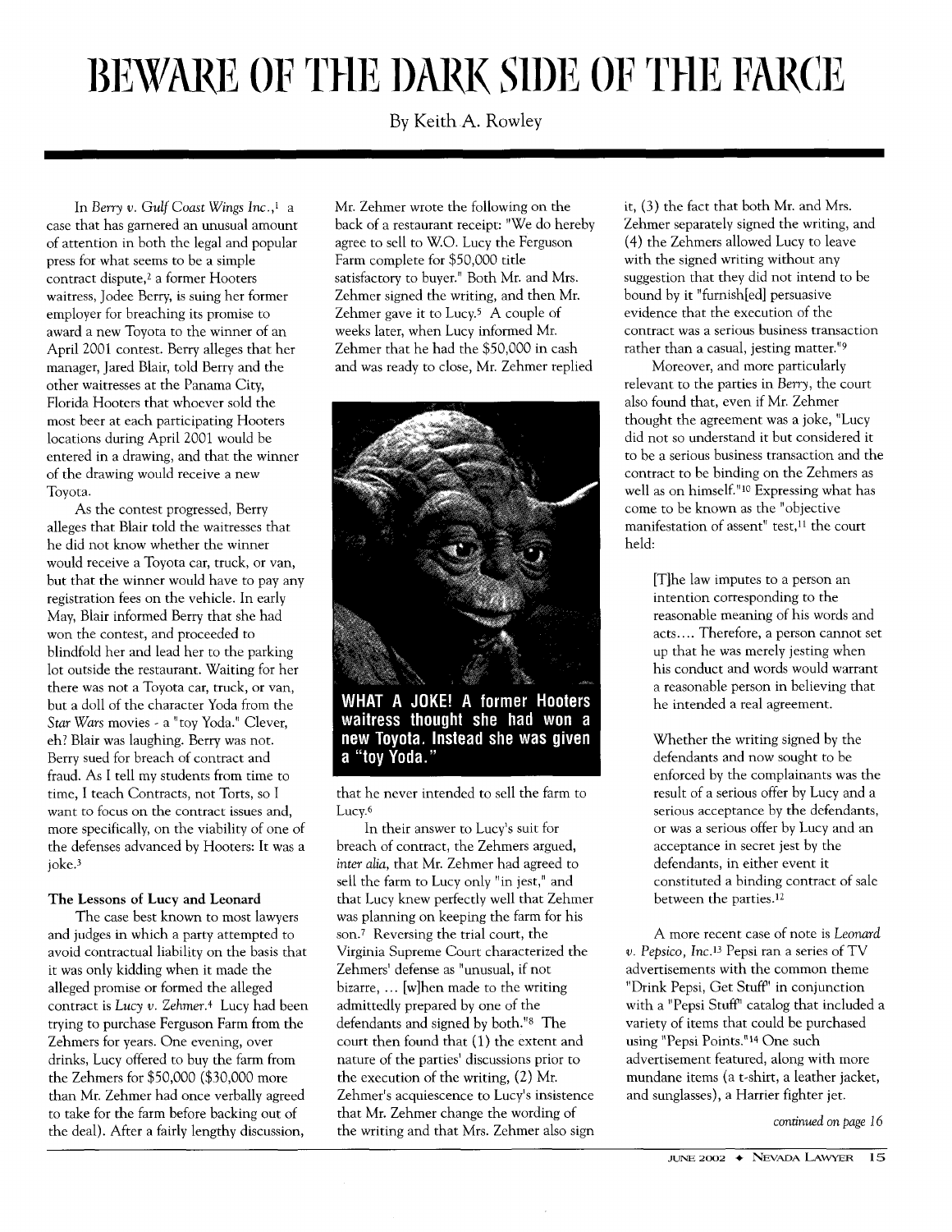# BEWARE OF THE DARK SIDE OF THE FARCE

By Keith A. Rowley

In *Berry v. Gulf Coast Wings Inc.*,[1] a case that has garnered an unusual amount of attention in both the legal and popular press for what seems to be a simple contract dispute,[2] a former Hooters waitress, Jodee Berry, is suing her former employer for breaching its promise to award a new Toyota to the winner of an April 2001 contest. Berry alleges that her manager, Jared Blair, told Berry and the other waitresses at the Panama City, Florida Hooters that whoever sold the most beer at each participating Hooters locations during April 2001 would be entered in a drawing, and that the winner of the drawing would receive a new Toyota.

As the contest progressed, Berry alleges that Blair told the waitresses that he did not know whether the winner would receive a Toyota car, truck, or van, but that the winner would have to pay any registration fees on the vehicle. In early May, Blair informed Berry that she had won the contest, and proceeded to blindfold her and lead her to the parking lot outside the restaurant. Waiting for her there was not a Toyota car, truck, or van, but a doll of the character Yoda from the *Star Wars* movies - a "toy Yoda." Clever, eh? Blair was laughing. Berry was not. Berry sued for breach of contract and fraud. As I tell my students from time to time, I teach Contracts, not Torts, so I want to focus on the contract issues and, more specifically, on the viability of one of the defenses advanced by Hooters: It was a joke.[3]

## The Lessons of Lucy and Leonard

The case best known to most lawyers and judges in which a party attempted to avoid contractual liability on the basis that it was only kidding when it made the alleged promise or formed the alleged contract is *Lucy v. Zehmer*.[4] Lucy had been trying to purchase Ferguson Farm from the Zehmers for years. One evening, over drinks, Lucy offered to buy the farm from the Zehmers for $50,000 ($30,000 more than Mr. Zehmer had once verbally agreed to take for the farm before backing out of the deal). After a fairly lengthy discussion, Mr. Zehmer wrote the following on the back of a restaurant receipt: "We do hereby agree to sell to W.O. Lucy the Ferguson Farm complete for $50,000 title satisfactory to buyer." Both Mr. and Mrs. Zehmer signed the writing, and then Mr. Zehmer gave it to Lucy.[5] A couple of weeks later, when Lucy informed Mr. Zehmer that he had the $50,000 in cash and was ready to close, Mr. Zehmer replied that he never intended to sell the farm to Lucy.[6]

**WHAT A JOKE! A former Hooters waitress thought she had won a new Toyota. Instead she was given a "toy Yoda."**

In their answer to Lucy's suit for breach of contract, the Zehmers argued, *inter alia*, that Mr. Zehmer had agreed to sell the farm to Lucy only "in jest," and that Lucy knew perfectly well that Zehmer was planning on keeping the farm for his son.[7] Reversing the trial court, the Virginia Supreme Court characterized the Zehmers' defense as "unusual, if not bizarre, ... [w]hen made to the writing admittedly prepared by one of the defendants and signed by both."[8] The court then found that (1) the extent and nature of the parties' discussions prior to the execution of the writing, (2) Mr. Zehmer's acquiescence to Lucy's insistence that Mr. Zehmer change the wording of the writing and that Mrs. Zehmer also sign it, (3) the fact that both Mr. and Mrs. Zehmer separately signed the writing, and (4) the Zehmers allowed Lucy to leave with the signed writing without any suggestion that they did not intend to be bound by it "furnish[ed] persuasive evidence that the execution of the contract was a serious business transaction rather than a casual, jesting matter."[9]

Moreover, and more particularly relevant to the parties in *Berry*, the court also found that, even if Mr. Zehmer thought the agreement was a joke, "Lucy did not so understand it but considered it to be a serious business transaction and the contract to be binding on the Zehmers as well as on himself."[10] Expressing what has come to be known as the "objective manifestation of assent" test,[11] the court held:

> [T]he law imputes to a person an intention corresponding to the reasonable meaning of his words and acts.... Therefore, a person cannot set up that he was merely jesting when his conduct and words would warrant a reasonable person in believing that he intended a real agreement.
>
> Whether the writing signed by the defendants and now sought to be enforced by the complainants was the result of a serious offer by Lucy and a serious acceptance by the defendants, or was a serious offer by Lucy and an acceptance in secret jest by the defendants, in either event it constituted a binding contract of sale between the parties.[12]

A more recent case of note is *Leonard v. Pepsico, Inc.*[13] Pepsi ran a series of TV advertisements with the common theme "Drink Pepsi, Get Stuff" in conjunction with a "Pepsi Stuff" catalog that included a variety of items that could be purchased using "Pepsi Points."[14] One such advertisement featured, along with more mundane items (a t-shirt, a leather jacket, and sunglasses), a Harrier fighter jet.

*continued on page 16*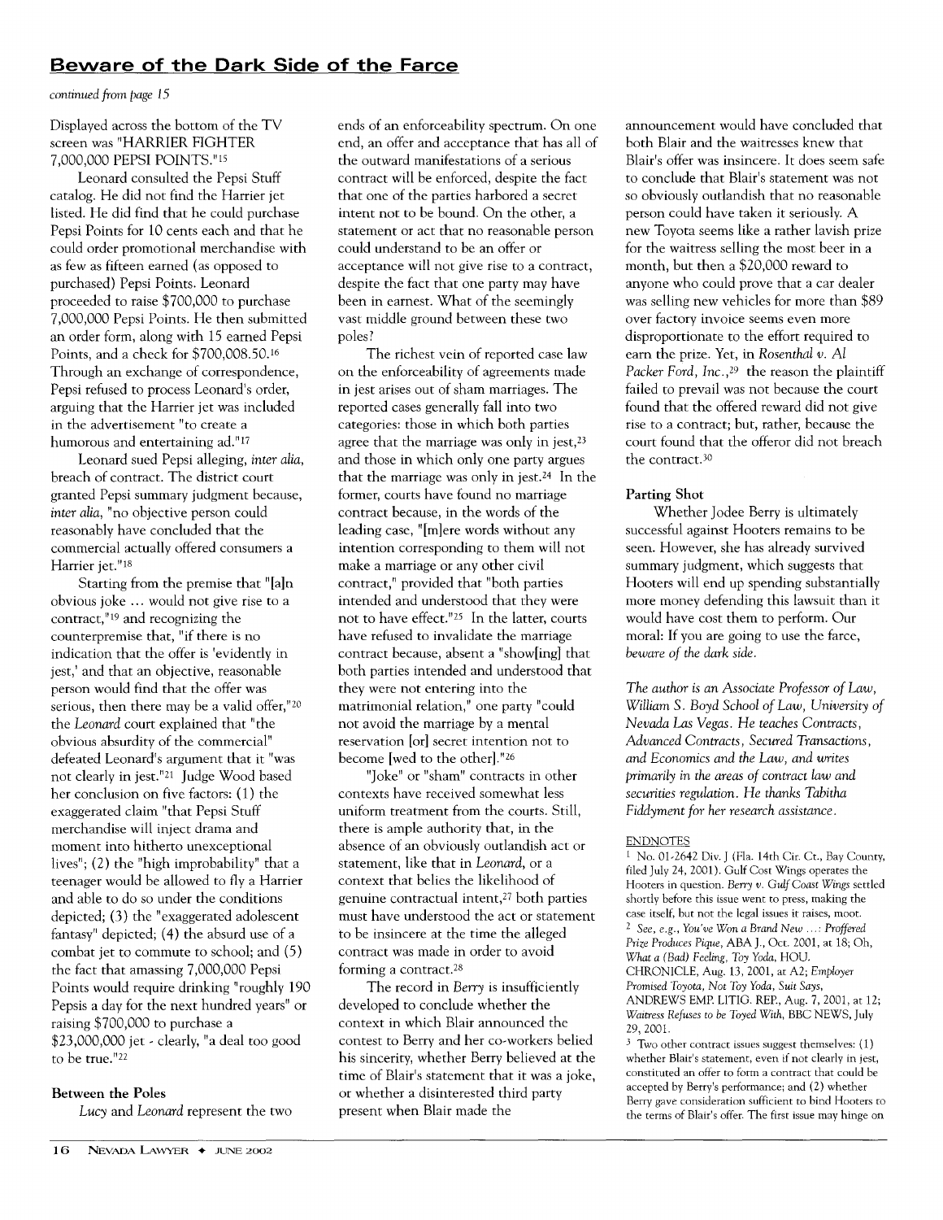## Beware of the Dark Side of the Farce

*continued from page 15*

Displayed across the bottom of the TV screen was "HARRIER FIGHTER 7,000,000 PEPSI POINTS."[15]

Leonard consulted the Pepsi Stuff catalog. He did not find the Harrier jet listed. He did find that he could purchase Pepsi Points for 10 cents each and that he could order promotional merchandise with as few as fifteen earned (as opposed to purchased) Pepsi Points. Leonard proceeded to raise $700,000 to purchase 7,000,000 Pepsi Points. He then submitted an order form, along with 15 earned Pepsi Points, and a check for $700,008.50.[16] Through an exchange of correspondence, Pepsi refused to process Leonard's order, arguing that the Harrier jet was included in the advertisement "to create a humorous and entertaining ad."[17]

Leonard sued Pepsi alleging, *inter alia*, breach of contract. The district court granted Pepsi summary judgment because, *inter alia*, "no objective person could reasonably have concluded that the commercial actually offered consumers a Harrier jet."[18]

Starting from the premise that "[a]n obvious joke ... would not give rise to a contract,"[19] and recognizing the counterpremise that, "if there is no indication that the offer is 'evidently in jest,' and that an objective, reasonable person would find that the offer was serious, then there may be a valid offer,"[20] the *Leonard* court explained that "the obvious absurdity of the commercial" defeated Leonard's argument that it "was not clearly in jest."[21] Judge Wood based her conclusion on five factors: (1) the exaggerated claim "that Pepsi Stuff merchandise will inject drama and moment into hitherto unexceptional lives"; (2) the "high improbability" that a teenager would be allowed to fly a Harrier and able to do so under the conditions depicted; (3) the "exaggerated adolescent fantasy" depicted; (4) the absurd use of a combat jet to commute to school; and (5) the fact that amassing 7,000,000 Pepsi Points would require drinking "roughly 190 Pepsis a day for the next hundred years" or raising $700,000 to purchase a $23,000,000 jet - clearly, "a deal too good to be true."[22]

### Between the Poles

*Lucy* and *Leonard* represent the two ends of an enforceability spectrum. On one end, an offer and acceptance that has all of the outward manifestations of a serious contract will be enforced, despite the fact that one of the parties harbored a secret intent not to be bound. On the other, a statement or act that no reasonable person could understand to be an offer or acceptance will not give rise to a contract, despite the fact that one party may have been in earnest. What of the seemingly vast middle ground between these two poles?

The richest vein of reported case law on the enforceability of agreements made in jest arises out of sham marriages. The reported cases generally fall into two categories: those in which both parties agree that the marriage was only in jest,[23] and those in which only one party argues that the marriage was only in jest.[24] In the former, courts have found no marriage contract because, in the words of the leading case, "[m]ere words without any intention corresponding to them will not make a marriage or any other civil contract," provided that "both parties intended and understood that they were not to have effect."[25] In the latter, courts have refused to invalidate the marriage contract because, absent a "show[ing] that both parties intended and understood that they were not entering into the matrimonial relation," one party "could not avoid the marriage by a mental reservation [or] secret intention not to become [wed to the other]."[26]

"Joke" or "sham" contracts in other contexts have received somewhat less uniform treatment from the courts. Still, there is ample authority that, in the absence of an obviously outlandish act or statement, like that in *Leonard*, or a context that belies the likelihood of genuine contractual intent,[27] both parties must have understood the act or statement to be insincere at the time the alleged contract was made in order to avoid forming a contract.[28]

The record in *Berry* is insufficiently developed to conclude whether the context in which Blair announced the contest to Berry and her co-workers belied his sincerity, whether Berry believed at the time of Blair's statement that it was a joke, or whether a disinterested third party present when Blair made the announcement would have concluded that both Blair and the waitresses knew that Blair's offer was insincere. It does seem safe to conclude that Blair's statement was not so obviously outlandish that no reasonable person could have taken it seriously. A new Toyota seems like a rather lavish prize for the waitress selling the most beer in a month, but then a $20,000 reward to anyone who could prove that a car dealer was selling new vehicles for more than $89 over factory invoice seems even more disproportionate to the effort required to earn the prize. Yet, in *Rosenthal v. Al Packer Ford, Inc.*,[29] the reason the plaintiff failed to prevail was not because the court found that the offered reward did not give rise to a contract; but, rather, because the court found that the offeror did not breach the contract.[30]

### Parting Shot

Whether Jodee Berry is ultimately successful against Hooters remains to be seen. However, she has already survived summary judgment, which suggests that Hooters will end up spending substantially more money defending this lawsuit than it would have cost them to perform. Our moral: If you are going to use the farce, *beware of the dark side.*

*The author is an Associate Professor of Law, William S. Boyd School of Law, University of Nevada Las Vegas. He teaches Contracts, Advanced Contracts, Secured Transactions, and Economics and the Law, and writes primarily in the areas of contract law and securities regulation. He thanks Tabitha Fiddyment for her research assistance.*

### ENDNOTES

[1] No. 01-2642 Div. J (Fla. 14th Cir. Ct., Bay County, filed July 24, 2001). Gulf Cost Wings operates the Hooters in question. *Berry v. Gulf Coast Wings* settled shortly before this issue went to press, making the case itself, but not the legal issues it raises, moot.

[2] *See, e.g., You've Won a Brand New ...: Proffered Prize Produces Pique*, ABA J., Oct. 2001, at 18; *Oh, What a (Bad) Feeling, Toy Yoda*, HOU. CHRONICLE, Aug. 13, 2001, at A2; *Employer Promised Toyota, Not Toy Yoda, Suit Says*, ANDREWS EMP. LITIG. REP., Aug. 7, 2001, at 12; *Waitress Refuses to be Toyed With*, BBC NEWS, July 29, 2001.

[3] Two other contract issues suggest themselves: (1) whether Blair's statement, even if not clearly in jest, constituted an offer to form a contract that could be accepted by Berry's performance; and (2) whether Berry gave consideration sufficient to bind Hooters to the terms of Blair's offer. The first issue may hinge on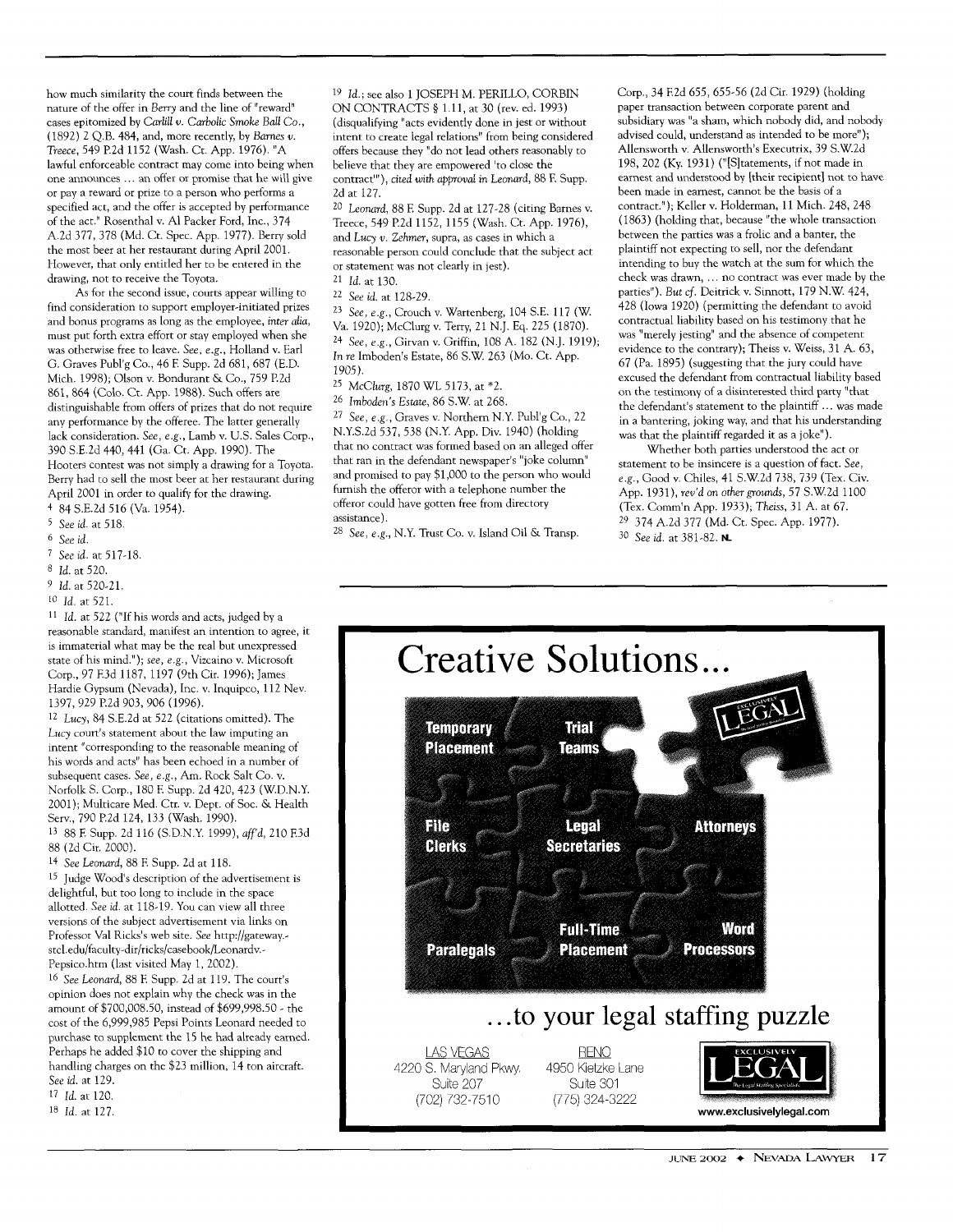how much similarity the court finds between the nature of the offer in *Berry* and the line of "reward" cases epitomized by *Carlill v. Carbolic Smoke Ball Co.*, (1892) 2 Q.B. 484, and, more recently, by *Barnes v. Treece*, 549 P.2d 1152 (Wash. Ct. App. 1976). "A lawful enforceable contract may come into being when one announces ... an offer or promise that he will give or pay a reward or prize to a person who performs a specified act, and the offer is accepted by performance of the act." Rosenthal v. Al Packer Ford, Inc., 374 A.2d 377, 378 (Md. Ct. Spec. App. 1977). Berry sold the most beer at her restaurant during April 2001. However, that only entitled her to be entered in the drawing, not to receive the Toyota.

As for the second issue, courts appear willing to find consideration to support employer-initiated prizes and bonus programs as long as the employee, *inter alia*, must put forth extra effort or stay employed when she was otherwise free to leave. *See, e.g.*, Holland v. Earl G. Graves Publ'g Co., 46 F. Supp. 2d 681, 687 (E.D. Mich. 1998); Olson v. Bondurant & Co., 759 P.2d 861, 864 (Colo. Ct. App. 1988). Such offers are distinguishable from offers of prizes that do not require any performance by the offeree. The latter generally lack consideration. *See, e.g.*, Lamb v. U.S. Sales Corp., 390 S.E.2d 440, 441 (Ga. Ct. App. 1990). The Hooters contest was not simply a drawing for a Toyota. Berry had to sell the most beer at her restaurant during April 2001 in order to qualify for the drawing.

[4] 84 S.E.2d 516 (Va. 1954).

[5] *See id.* at 518.

[6] *See id.*

[7] *See id.* at 517-18.

[8] *Id.* at 520.

[9] *Id.* at 520-21.

[10] *Id.* at 521.

[11] *Id.* at 522 ("If his words and acts, judged by a reasonable standard, manifest an intention to agree, it is immaterial what may be the real but unexpressed state of his mind."); *see, e.g.*, Vizcaino v. Microsoft Corp., 97 F.3d 1187, 1197 (9th Cir. 1996); James Hardie Gypsum (Nevada), Inc. v. Inquipco, 112 Nev. 1397, 929 P.2d 903, 906 (1996).

[12] *Lucy*, 84 S.E.2d at 522 (citations omitted). The *Lucy* court's statement about the law imputing an intent "corresponding to the reasonable meaning of his words and acts" has been echoed in a number of subsequent cases. *See, e.g.*, Am. Rock Salt Co. v. Norfolk S. Corp., 180 F. Supp. 2d 420, 423 (W.D.N.Y. 2001); Multicare Med. Ctr. v. Dept. of Soc. & Health Serv., 790 P.2d 124, 133 (Wash. 1990).

[13] 88 F. Supp. 2d 116 (S.D.N.Y. 1999), *aff'd*, 210 F.3d 88 (2d Cir. 2000).

[14] *See Leonard*, 88 F. Supp. 2d at 118.

[15] Judge Wood's description of the advertisement is delightful, but too long to include in the space allotted. *See id.* at 118-19. You can view all three versions of the subject advertisement via links on Professor Val Ricks's web site. *See* http://gateway.stcl.edu/faculty-dir/ricks/casebook/Leonardv.Pepsico.htm (last visited May 1, 2002).

[16] *See Leonard*, 88 F. Supp. 2d at 119. The court's opinion does not explain why the check was in the amount of $700,008.50, instead of $699,998.50 - the cost of the 6,999,985 Pepsi Points Leonard needed to purchase to supplement the 15 he had already earned. Perhaps he added $10 to cover the shipping and handling charges on the $23 million, 14 ton aircraft. *See id.* at 129.

[17] *Id.* at 120.

[18] *Id.* at 127.

[19] *Id.*; see also 1 JOSEPH M. PERILLO, CORBIN ON CONTRACTS § 1.11, at 30 (rev. ed. 1993) (disqualifying "acts evidently done in jest or without intent to create legal relations" from being considered offers because they "do not lead others reasonably to believe that they are empowered 'to close the contract'"), *cited with approval in Leonard*, 88 F. Supp. 2d at 127.

[20] *Leonard*, 88 F. Supp. 2d at 127-28 (citing Barnes v. Treece, 549 P.2d 1152, 1155 (Wash. Ct. App. 1976), and *Lucy v. Zehmer*, supra, as cases in which a reasonable person could conclude that the subject act or statement was not clearly in jest).

[21] *Id.* at 130.

[22] *See id.* at 128-29.

[23] *See, e.g.*, Crouch v. Wartenberg, 104 S.E. 117 (W. Va. 1920); McClurg v. Terry, 21 N.J. Eq. 225 (1870).

[24] *See, e.g.*, Girvan v. Griffin, 108 A. 182 (N.J. 1919); *In re* Imboden's Estate, 86 S.W. 263 (Mo. Ct. App. 1905).

[25] *McClurg*, 1870 WL 5173, at *2.

[26] *Imboden's Estate*, 86 S.W. at 268.

[27] *See, e.g.*, Graves v. Northern N.Y. Publ'g Co., 22 N.Y.S.2d 537, 538 (N.Y. App. Div. 1940) (holding that no contract was formed based on an alleged offer that ran in the defendant newspaper's "joke column" and promised to pay $1,000 to the person who would furnish the offeror with a telephone number the offeror could have gotten free from directory assistance).

[28] *See, e.g.*, N.Y. Trust Co. v. Island Oil & Transp. Corp., 34 F.2d 655, 655-56 (2d Cir. 1929) (holding paper transaction between corporate parent and subsidiary was "a sham, which nobody did, and nobody advised could, understand as intended to be more"); Allensworth v. Allensworth's Executrix, 39 S.W.2d 198, 202 (Ky. 1931) ("[S]tatements, if not made in earnest and understood by [their recipient] not to have been made in earnest, cannot be the basis of a contract."); Keller v. Holderman, 11 Mich. 248, 248 (1863) (holding that, because "the whole transaction between the parties was a frolic and a banter, the plaintiff not expecting to sell, nor the defendant intending to buy the watch at the sum for which the check was drawn, ... no contract was ever made by the parties"). *But cf.* Deitrick v. Sinnott, 179 N.W. 424, 428 (Iowa 1920) (permitting the defendant to avoid contractual liability based on his testimony that he was "merely jesting" and the absence of competent evidence to the contrary); Theiss v. Weiss, 31 A. 63, 67 (Pa. 1895) (suggesting that the jury could have excused the defendant from contractual liability based on the testimony of a disinterested third party "that the defendant's statement to the plaintiff ... was made in a bantering, joking way, and that his understanding was that the plaintiff regarded it as a joke").

Whether both parties understood the act or statement to be insincere is a question of fact. *See, e.g.*, Good v. Chiles, 41 S.W.2d 738, 739 (Tex. Civ. App. 1931), *rev'd on other grounds*, 57 S.W.2d 1100 (Tex. Comm'n App. 1933); *Theiss*, 31 A. at 67.

[29] 374 A.2d 377 (Md. Ct. Spec. App. 1977).

[30] *See id.* at 381-82.

# Creative Solutions...

Temporary Placement

Trial Teams

File Clerks

Legal Secretaries

Attorneys

Paralegals

Full-Time Placement

Word Processors

EXCLUSIVELY LEGAL

## ...to your legal staffing puzzle

LAS VEGAS
4220 S. Maryland Pkwy.
Suite 207
(702) 732-7510

RENO
4950 Kietzke Lane
Suite 301
(775) 324-3222

EXCLUSIVELY LEGAL

www.exclusivelylegal.com